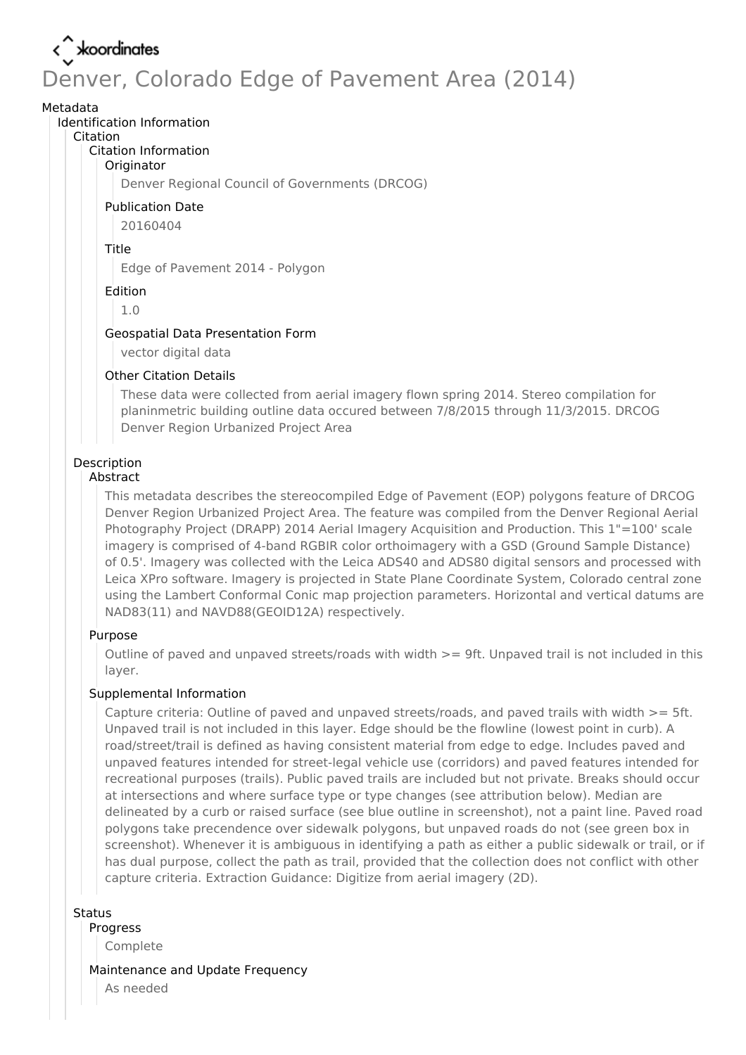koordinates

# Denver, Colorado Edge of Pavement Area (2014)

Metadata

Identification Information

Citation

Citation Information

Originator

Denver Regional Council of Governments (DRCOG)

Publication Date

20160404

Title

Edge of Pavement 2014 - Polygon

Edition

1.0

Geospatial Data Presentation Form

vector digital data

Other Citation Details

These data were collected from aerial imagery flown spring 2014. Stereo compilation for planinmetric building outline data occured between 7/8/2015 through 11/3/2015. DRCOG Denver Region Urbanized Project Area

Description

Abstract

This metadata describes the stereocompiled Edge of Pavement (EOP) polygons feature of DRCOG Denver Region Urbanized Project Area. The feature was compiled from the Denver Regional Aerial Photography Project (DRAPP) 2014 Aerial Imagery Acquisition and Production. This 1"=100' scale imagery is comprised of 4-band RGBIR color orthoimagery with a GSD (Ground Sample Distance) of 0.5'. Imagery was collected with the Leica ADS40 and ADS80 digital sensors and processed with Leica XPro software. Imagery is projected in State Plane Coordinate System, Colorado central zone using the Lambert Conformal Conic map projection parameters. Horizontal and vertical datums are NAD83(11) and NAVD88(GEOID12A) respectively.

Purpose

Outline of paved and unpaved streets/roads with width >= 9ft. Unpaved trail is not included in this layer.

Supplemental Information

Capture criteria: Outline of paved and unpaved streets/roads, and paved trails with width >= 5ft. Unpaved trail is not included in this layer. Edge should be the flowline (lowest point in curb). A road/street/trail is defined as having consistent material from edge to edge. Includes paved and unpaved features intended for street-legal vehicle use (corridors) and paved features intended for recreational purposes (trails). Public paved trails are included but not private. Breaks should occur at intersections and where surface type or type changes (see attribution below). Median are delineated by a curb or raised surface (see blue outline in screenshot), not a paint line. Paved road polygons take precendence over sidewalk polygons, but unpaved roads do not (see green box in screenshot). Whenever it is ambiguous in identifying a path as either a public sidewalk or trail, or if has dual purpose, collect the path as trail, provided that the collection does not conflict with other capture criteria. Extraction Guidance: Digitize from aerial imagery (2D).

Status

Progress

Complete

Maintenance and Update Frequency

As needed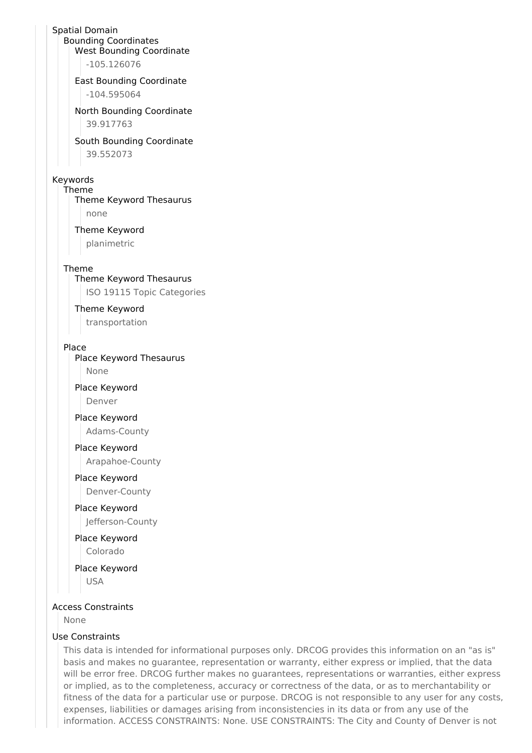Spatial Domain
  Bounding Coordinates
    West Bounding Coordinate
      -105.126076
    East Bounding Coordinate
      -104.595064
    North Bounding Coordinate
      39.917763
    South Bounding Coordinate
      39.552073

Keywords
  Theme
    Theme Keyword Thesaurus
      none
    Theme Keyword
      planimetric
  Theme
    Theme Keyword Thesaurus
      ISO 19115 Topic Categories
    Theme Keyword
      transportation
  Place
    Place Keyword Thesaurus
      None
    Place Keyword
      Denver
    Place Keyword
      Adams-County
    Place Keyword
      Arapahoe-County
    Place Keyword
      Denver-County
    Place Keyword
      Jefferson-County
    Place Keyword
      Colorado
    Place Keyword
      USA

Access Constraints
  None

Use Constraints
  This data is intended for informational purposes only. DRCOG provides this information on an "as is" basis and makes no guarantee, representation or warranty, either express or implied, that the data will be error free. DRCOG further makes no guarantees, representations or warranties, either express or implied, as to the completeness, accuracy or correctness of the data, or as to merchantability or fitness of the data for a particular use or purpose. DRCOG is not responsible to any user for any costs, expenses, liabilities or damages arising from inconsistencies in its data or from any use of the information. ACCESS CONSTRAINTS: None. USE CONSTRAINTS: The City and County of Denver is not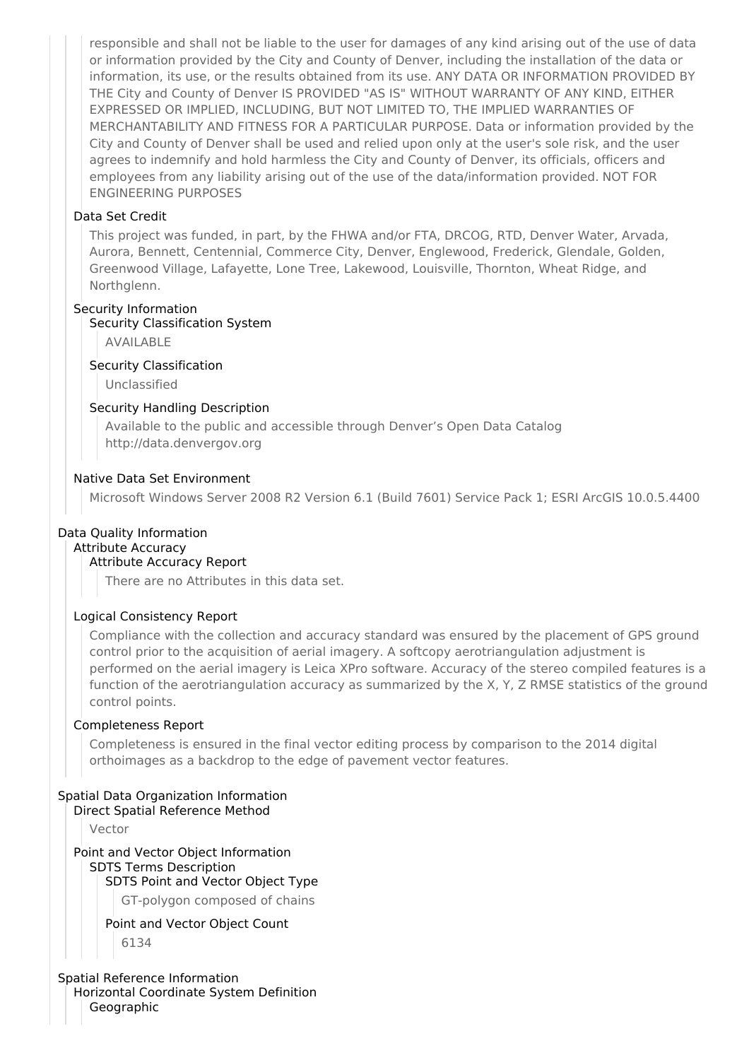responsible and shall not be liable to the user for damages of any kind arising out of the use of data or information provided by the City and County of Denver, including the installation of the data or information, its use, or the results obtained from its use. ANY DATA OR INFORMATION PROVIDED BY THE City and County of Denver IS PROVIDED "AS IS" WITHOUT WARRANTY OF ANY KIND, EITHER EXPRESSED OR IMPLIED, INCLUDING, BUT NOT LIMITED TO, THE IMPLIED WARRANTIES OF MERCHANTABILITY AND FITNESS FOR A PARTICULAR PURPOSE. Data or information provided by the City and County of Denver shall be used and relied upon only at the user's sole risk, and the user agrees to indemnify and hold harmless the City and County of Denver, its officials, officers and employees from any liability arising out of the use of the data/information provided. NOT FOR ENGINEERING PURPOSES

#### Data Set Credit

This project was funded, in part, by the FHWA and/or FTA, DRCOG, RTD, Denver Water, Arvada, Aurora, Bennett, Centennial, Commerce City, Denver, Englewood, Frederick, Glendale, Golden, Greenwood Village, Lafayette, Lone Tree, Lakewood, Louisville, Thornton, Wheat Ridge, and Northglenn.

#### Security Information

##### Security Classification System

AVAILABLE

##### Security Classification

Unclassified

##### Security Handling Description

Available to the public and accessible through Denver's Open Data Catalog http://data.denvergov.org

#### Native Data Set Environment

Microsoft Windows Server 2008 R2 Version 6.1 (Build 7601) Service Pack 1; ESRI ArcGIS 10.0.5.4400

## Data Quality Information

### Attribute Accuracy

#### Attribute Accuracy Report

There are no Attributes in this data set.

### Logical Consistency Report

Compliance with the collection and accuracy standard was ensured by the placement of GPS ground control prior to the acquisition of aerial imagery. A softcopy aerotriangulation adjustment is performed on the aerial imagery is Leica XPro software. Accuracy of the stereo compiled features is a function of the aerotriangulation accuracy as summarized by the X, Y, Z RMSE statistics of the ground control points.

### Completeness Report

Completeness is ensured in the final vector editing process by comparison to the 2014 digital orthoimages as a backdrop to the edge of pavement vector features.

## Spatial Data Organization Information

### Direct Spatial Reference Method

Vector

### Point and Vector Object Information

#### SDTS Terms Description

##### SDTS Point and Vector Object Type

GT-polygon composed of chains

##### Point and Vector Object Count

6134

## Spatial Reference Information

### Horizontal Coordinate System Definition

#### Geographic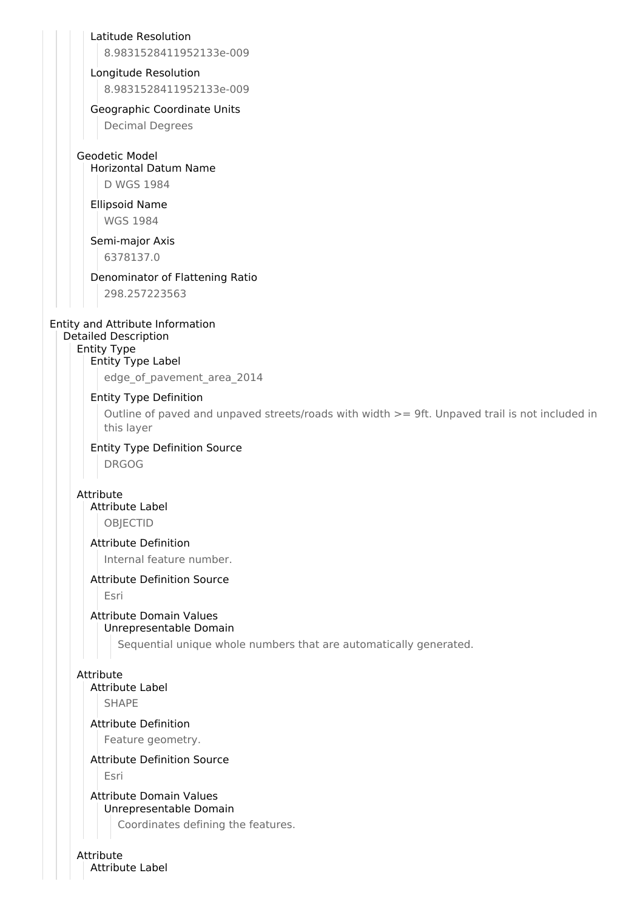Latitude Resolution

8.9831528411952133e-009

Longitude Resolution

8.9831528411952133e-009

Geographic Coordinate Units

Decimal Degrees

Geodetic Model

Horizontal Datum Name

D WGS 1984

Ellipsoid Name

WGS 1984

Semi-major Axis

6378137.0

Denominator of Flattening Ratio

298.257223563

## Entity and Attribute Information

### Detailed Description

#### Entity Type

Entity Type Label

edge_of_pavement_area_2014

Entity Type Definition

Outline of paved and unpaved streets/roads with width >= 9ft. Unpaved trail is not included in this layer

Entity Type Definition Source

DRGOG

#### Attribute

Attribute Label

OBJECTID

Attribute Definition

Internal feature number.

Attribute Definition Source

Esri

Attribute Domain Values

Unrepresentable Domain

Sequential unique whole numbers that are automatically generated.

#### Attribute

Attribute Label

SHAPE

Attribute Definition

Feature geometry.

Attribute Definition Source

Esri

Attribute Domain Values

Unrepresentable Domain

Coordinates defining the features.

#### Attribute

Attribute Label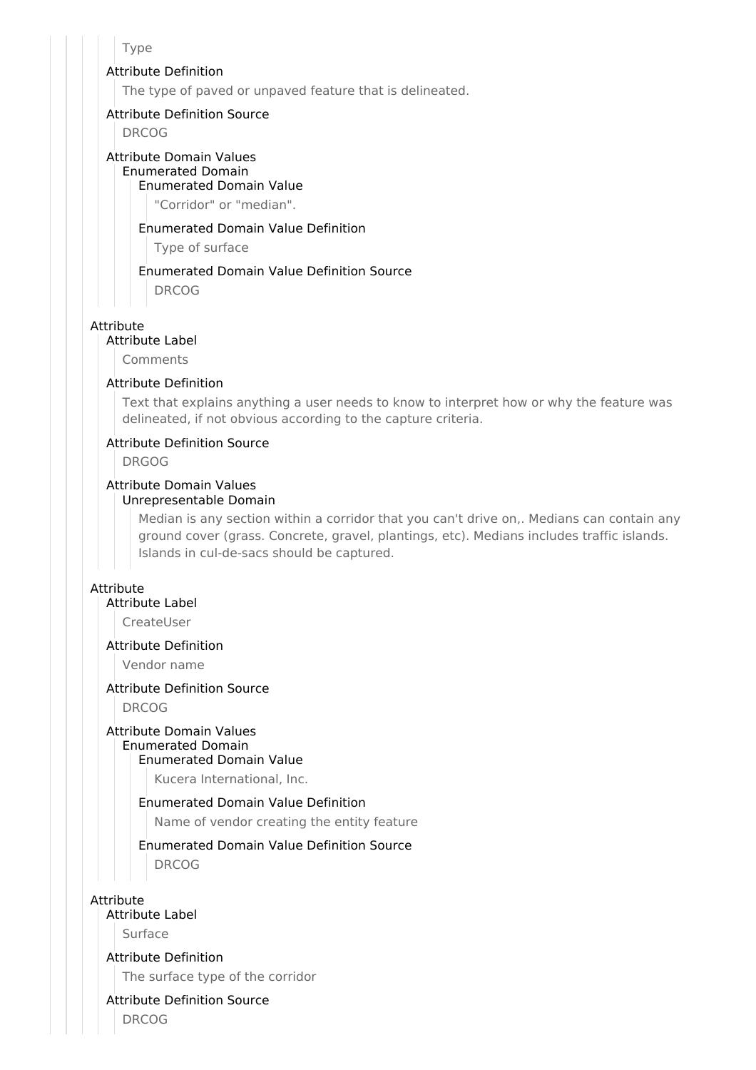Type

Attribute Definition

The type of paved or unpaved feature that is delineated.

Attribute Definition Source

DRCOG

Attribute Domain Values

Enumerated Domain

Enumerated Domain Value

"Corridor" or "median".

Enumerated Domain Value Definition

Type of surface

Enumerated Domain Value Definition Source

DRCOG

Attribute

Attribute Label

Comments

Attribute Definition

Text that explains anything a user needs to know to interpret how or why the feature was delineated, if not obvious according to the capture criteria.

Attribute Definition Source

DRGOG

Attribute Domain Values

Unrepresentable Domain

Median is any section within a corridor that you can't drive on,. Medians can contain any ground cover (grass. Concrete, gravel, plantings, etc). Medians includes traffic islands. Islands in cul-de-sacs should be captured.

Attribute

Attribute Label

CreateUser

Attribute Definition

Vendor name

Attribute Definition Source

DRCOG

Attribute Domain Values

Enumerated Domain

Enumerated Domain Value

Kucera International, Inc.

Enumerated Domain Value Definition

Name of vendor creating the entity feature

Enumerated Domain Value Definition Source

DRCOG

Attribute

Attribute Label

Surface

Attribute Definition

The surface type of the corridor

Attribute Definition Source

DRCOG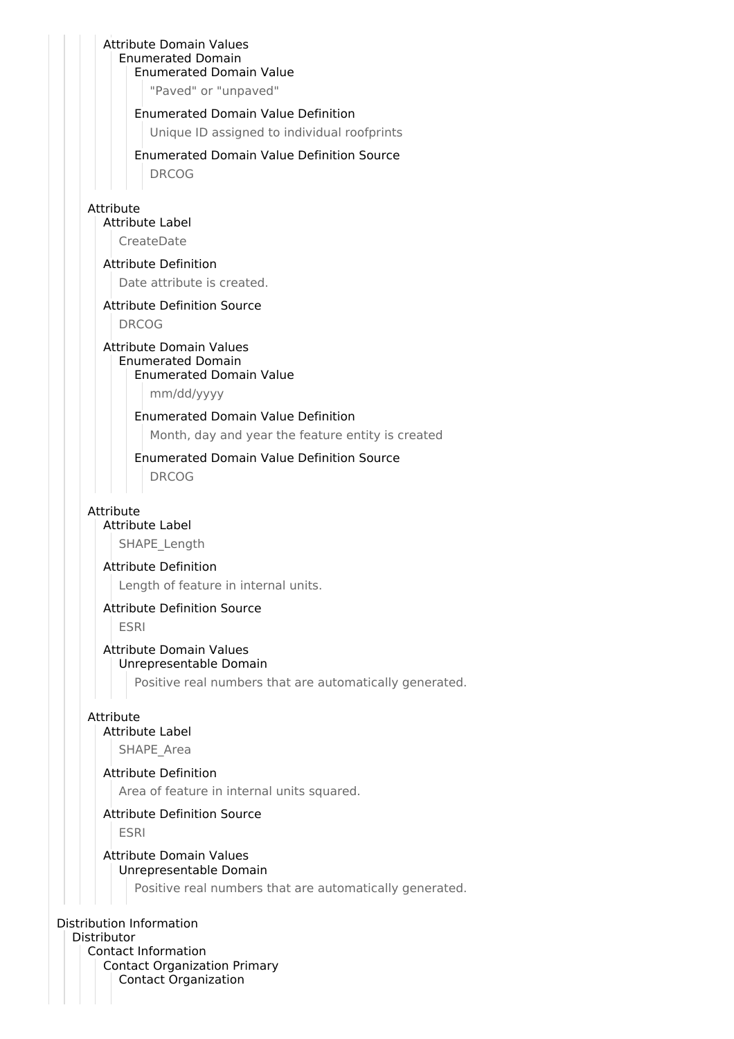Attribute Domain Values
- Enumerated Domain
  - Enumerated Domain Value
    - "Paved" or "unpaved"
  - Enumerated Domain Value Definition
    - Unique ID assigned to individual roofprints
  - Enumerated Domain Value Definition Source
    - DRCOG

Attribute
- Attribute Label
  - CreateDate
- Attribute Definition
  - Date attribute is created.
- Attribute Definition Source
  - DRCOG
- Attribute Domain Values
  - Enumerated Domain
    - Enumerated Domain Value
      - mm/dd/yyyy
    - Enumerated Domain Value Definition
      - Month, day and year the feature entity is created
    - Enumerated Domain Value Definition Source
      - DRCOG

Attribute
- Attribute Label
  - SHAPE_Length
- Attribute Definition
  - Length of feature in internal units.
- Attribute Definition Source
  - ESRI
- Attribute Domain Values
  - Unrepresentable Domain
    - Positive real numbers that are automatically generated.

Attribute
- Attribute Label
  - SHAPE_Area
- Attribute Definition
  - Area of feature in internal units squared.
- Attribute Definition Source
  - ESRI
- Attribute Domain Values
  - Unrepresentable Domain
    - Positive real numbers that are automatically generated.

Distribution Information
- Distributor
  - Contact Information
    - Contact Organization Primary
      - Contact Organization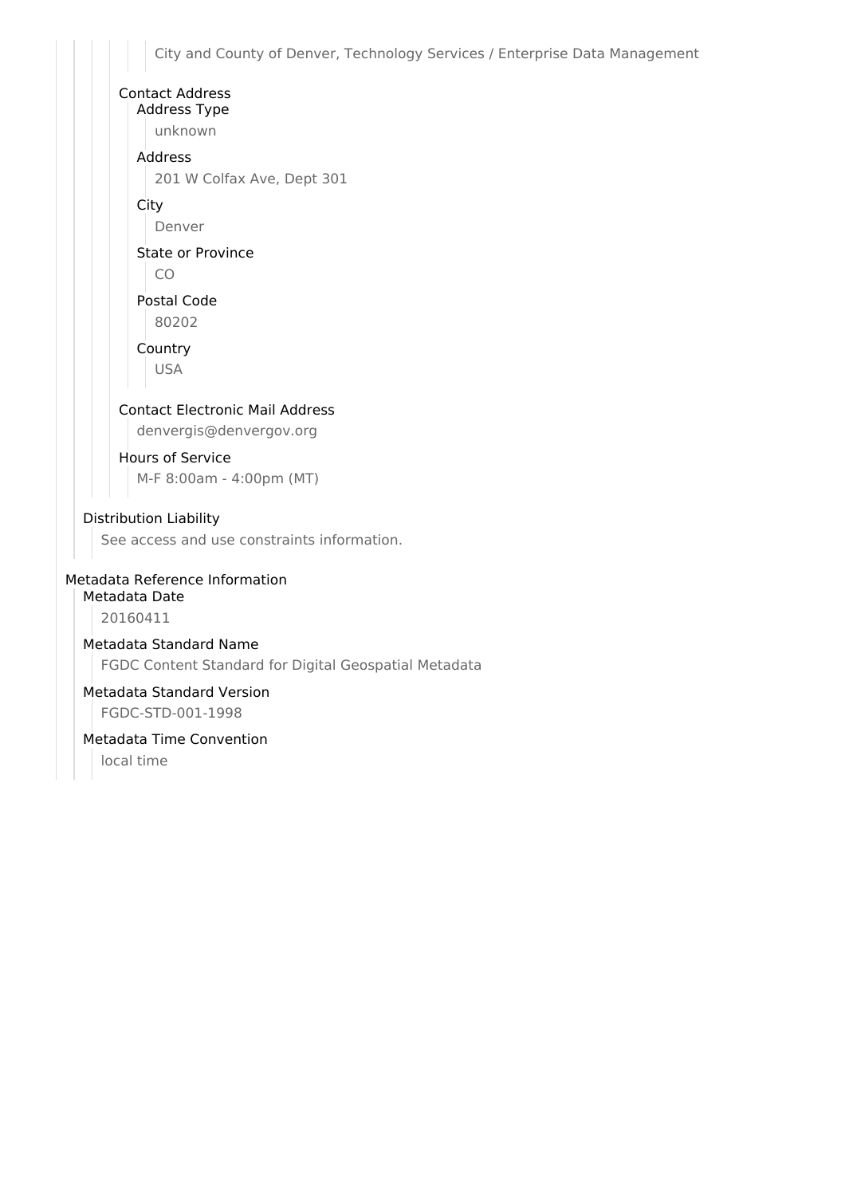City and County of Denver, Technology Services / Enterprise Data Management

Contact Address

Address Type

unknown

Address

201 W Colfax Ave, Dept 301

City

Denver

State or Province

CO

Postal Code

80202

Country

USA

Contact Electronic Mail Address

denvergis@denvergov.org

Hours of Service

M-F 8:00am - 4:00pm (MT)

Distribution Liability

See access and use constraints information.

Metadata Reference Information

Metadata Date

20160411

Metadata Standard Name

FGDC Content Standard for Digital Geospatial Metadata

Metadata Standard Version

FGDC-STD-001-1998

Metadata Time Convention

local time